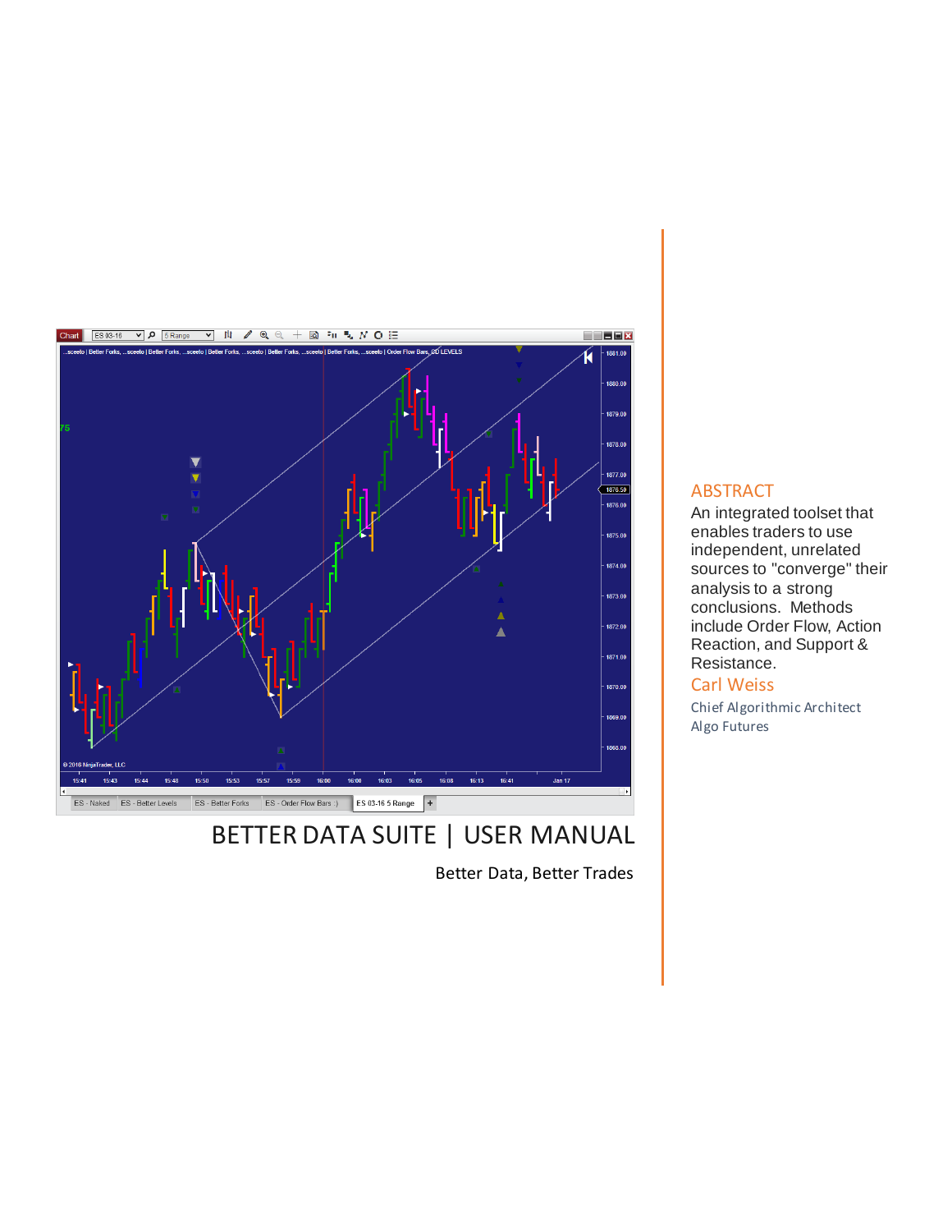# BETTER DATA SUITE | USER MANUAL

Better Data, Better Trades

## ABSTRACT

An integrated toolset that enables traders to use independent, unrelated sources to "converge" their analysis to a strong conclusions. Methods include Order Flow, Action Reaction, and Support & Resistance.

Carl Weiss

Chief Algorithmic Architect
Algo Futures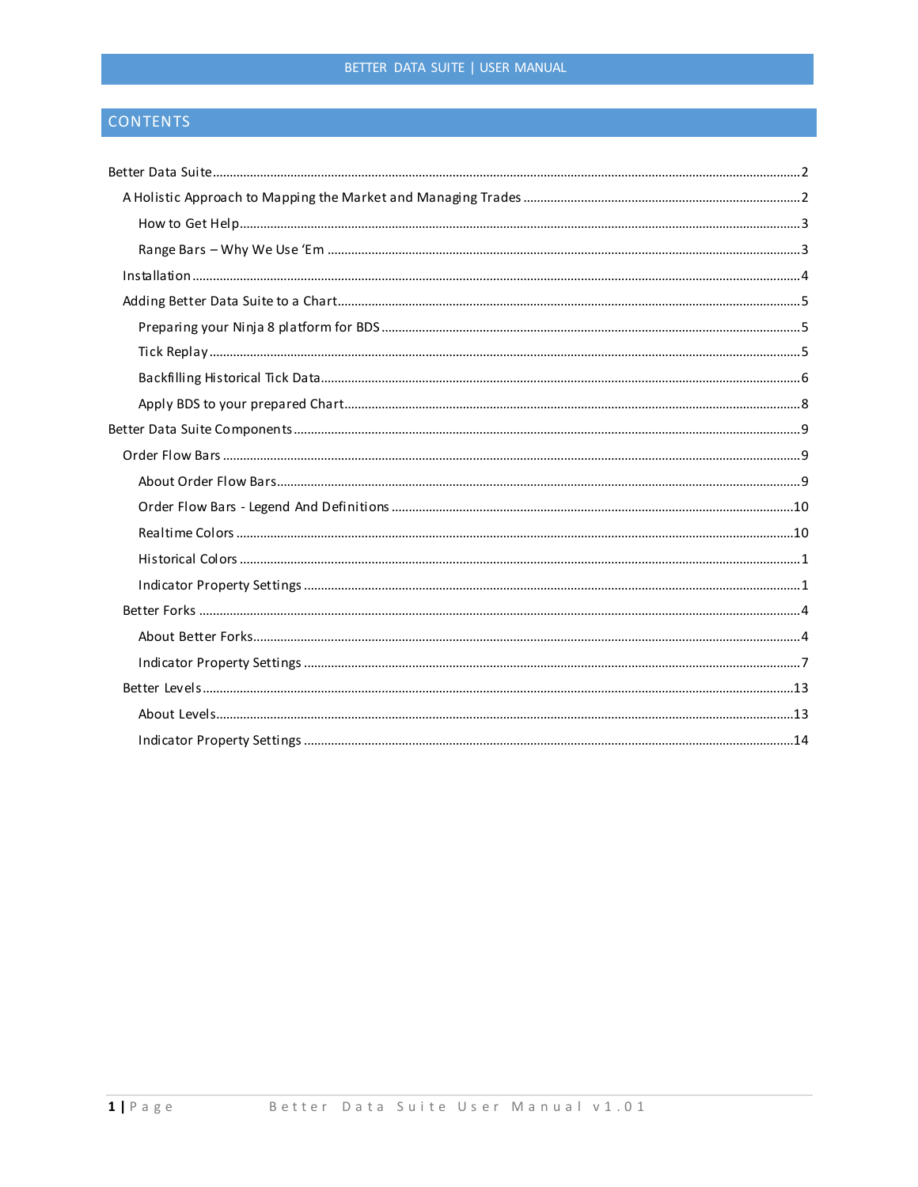# CONTENTS

Better Data Suite ........................................................................................................................................ 2

- A Holistic Approach to Mapping the Market and Managing Trades ................................................................ 2
  - How to Get Help ........................................................................................................................................ 3
  - Range Bars – Why We Use 'Em ................................................................................................................ 3
- Installation ....................................................................................................................................................... 4
- Adding Better Data Suite to a Chart ................................................................................................................ 5
  - Preparing your Ninja 8 platform for BDS .................................................................................................. 5
  - Tick Replay ................................................................................................................................................ 5
  - Backfilling Historical Tick Data ................................................................................................................... 6
  - Apply BDS to your prepared Chart ............................................................................................................ 8

Better Data Suite Components ......................................................................................................................... 9

- Order Flow Bars ............................................................................................................................................... 9
  - About Order Flow Bars ............................................................................................................................... 9
  - Order Flow Bars - Legend And Definitions ................................................................................................ 10
  - Realtime Colors ......................................................................................................................................... 10
  - Historical Colors .......................................................................................................................................... 1
  - Indicator Property Settings ......................................................................................................................... 1
- Better Forks ...................................................................................................................................................... 4
  - About Better Forks ...................................................................................................................................... 4
  - Indicator Property Settings ......................................................................................................................... 7
- Better Levels ................................................................................................................................................... 13
  - About Levels .............................................................................................................................................. 13
  - Indicator Property Settings ....................................................................................................................... 14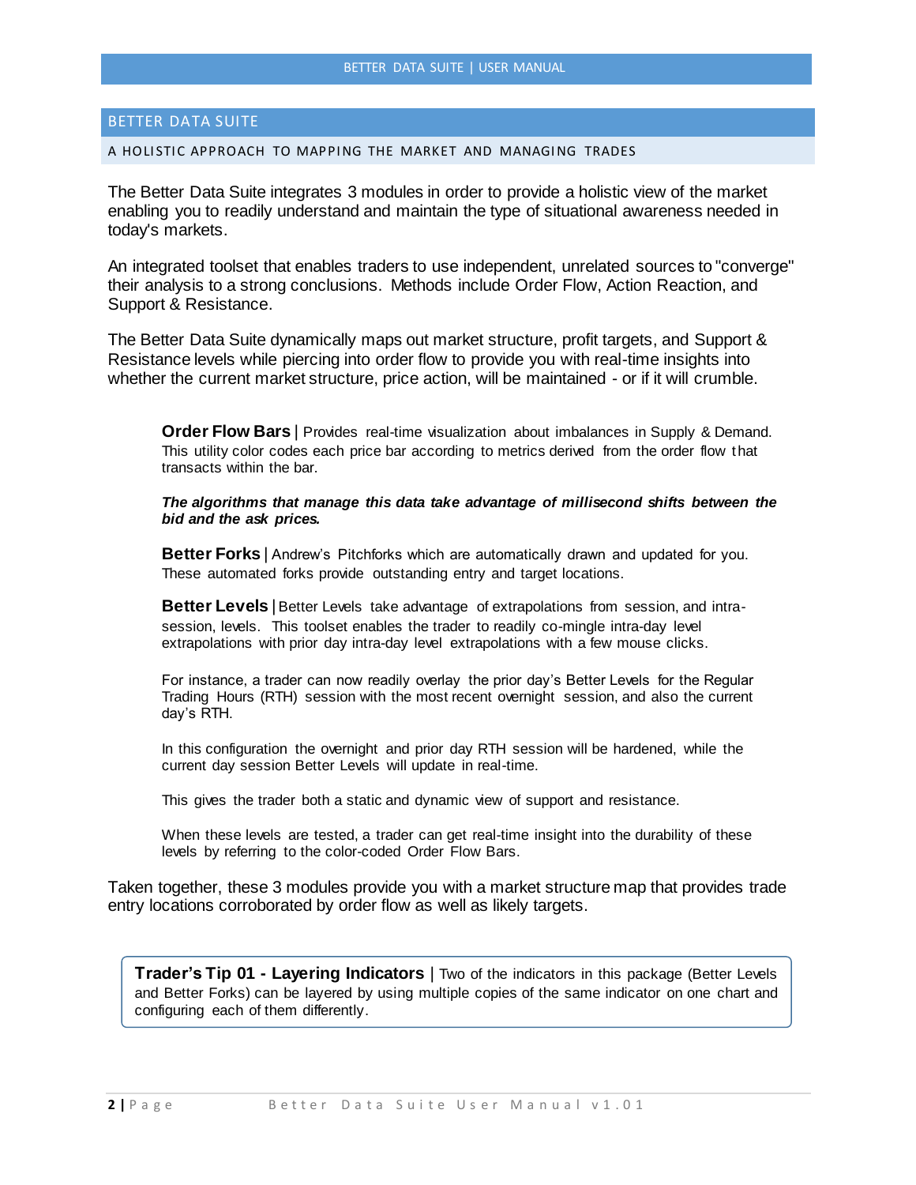## BETTER DATA SUITE

### A HOLISTIC APPROACH TO MAPPING THE MARKET AND MANAGING TRADES

The Better Data Suite integrates 3 modules in order to provide a holistic view of the market enabling you to readily understand and maintain the type of situational awareness needed in today's markets.

An integrated toolset that enables traders to use independent, unrelated sources to "converge" their analysis to a strong conclusions. Methods include Order Flow, Action Reaction, and Support & Resistance.

The Better Data Suite dynamically maps out market structure, profit targets, and Support & Resistance levels while piercing into order flow to provide you with real-time insights into whether the current market structure, price action, will be maintained - or if it will crumble.

**Order Flow Bars** | Provides real-time visualization about imbalances in Supply & Demand. This utility color codes each price bar according to metrics derived from the order flow that transacts within the bar.

***The algorithms that manage this data take advantage of millisecond shifts between the bid and the ask prices.***

**Better Forks** | Andrew's Pitchforks which are automatically drawn and updated for you. These automated forks provide outstanding entry and target locations.

**Better Levels** | Better Levels take advantage of extrapolations from session, and intra-session, levels. This toolset enables the trader to readily co-mingle intra-day level extrapolations with prior day intra-day level extrapolations with a few mouse clicks.

For instance, a trader can now readily overlay the prior day's Better Levels for the Regular Trading Hours (RTH) session with the most recent overnight session, and also the current day's RTH.

In this configuration the overnight and prior day RTH session will be hardened, while the current day session Better Levels will update in real-time.

This gives the trader both a static and dynamic view of support and resistance.

When these levels are tested, a trader can get real-time insight into the durability of these levels by referring to the color-coded Order Flow Bars.

Taken together, these 3 modules provide you with a market structure map that provides trade entry locations corroborated by order flow as well as likely targets.

> **Trader's Tip 01 - Layering Indicators** | Two of the indicators in this package (Better Levels and Better Forks) can be layered by using multiple copies of the same indicator on one chart and configuring each of them differently.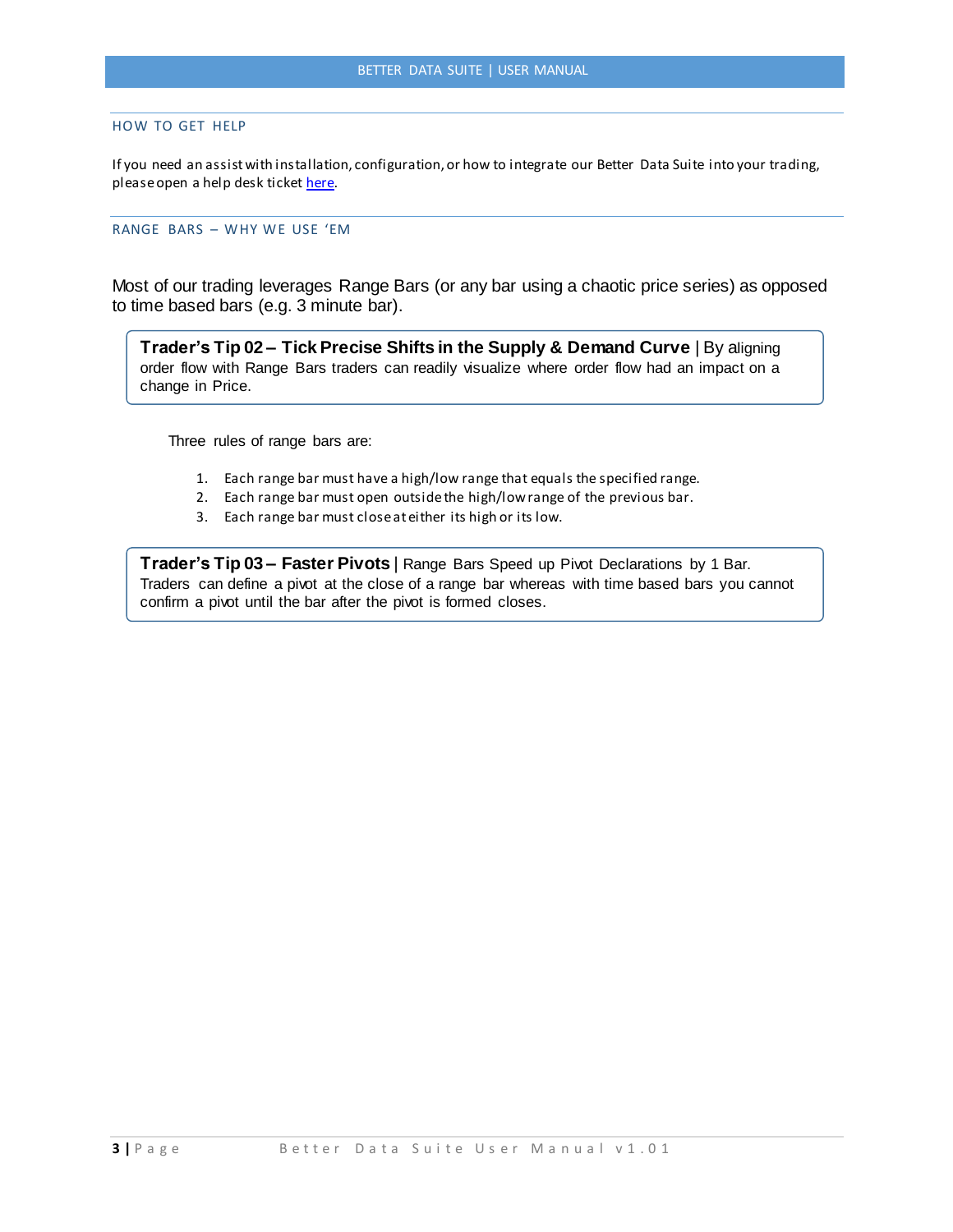## HOW TO GET HELP

If you need an assist with installation, configuration, or how to integrate our Better Data Suite into your trading, please open a help desk ticket [here](#).

## RANGE BARS – WHY WE USE 'EM

Most of our trading leverages Range Bars (or any bar using a chaotic price series) as opposed to time based bars (e.g. 3 minute bar).

> **Trader's Tip 02 – Tick Precise Shifts in the Supply & Demand Curve** | By aligning order flow with Range Bars traders can readily visualize where order flow had an impact on a change in Price.

Three rules of range bars are:

1. Each range bar must have a high/low range that equals the specified range.
2. Each range bar must open outside the high/low range of the previous bar.
3. Each range bar must close at either its high or its low.

> **Trader's Tip 03 – Faster Pivots** | Range Bars Speed up Pivot Declarations by 1 Bar. Traders can define a pivot at the close of a range bar whereas with time based bars you cannot confirm a pivot until the bar after the pivot is formed closes.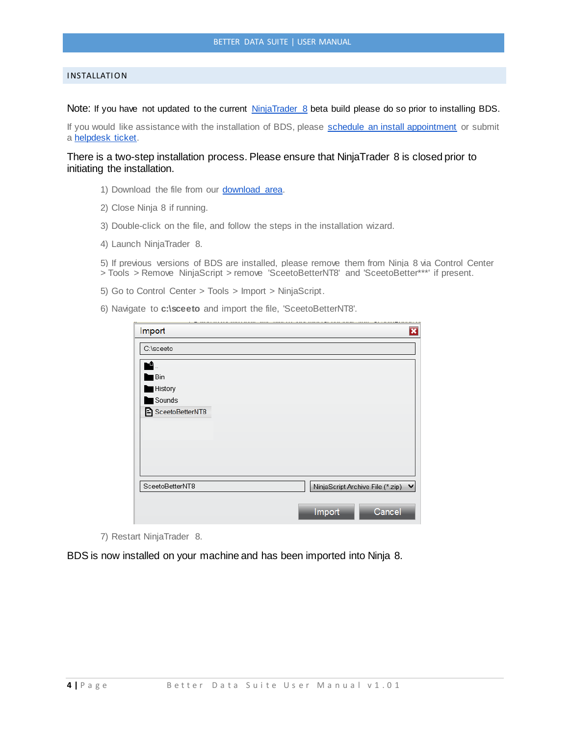## INSTALLATION

Note: If you have not updated to the current NinjaTrader 8 beta build please do so prior to installing BDS.

If you would like assistance with the installation of BDS, please schedule an install appointment or submit a helpdesk ticket.

There is a two-step installation process. Please ensure that NinjaTrader 8 is closed prior to initiating the installation.

1) Download the file from our download area.

2) Close Ninja 8 if running.

3) Double-click on the file, and follow the steps in the installation wizard.

4) Launch NinjaTrader 8.

5) If previous versions of BDS are installed, please remove them from Ninja 8 via Control Center > Tools > Remove NinjaScript > remove 'SceetoBetterNT8' and 'SceetoBetter***' if present.

5) Go to Control Center > Tools > Import > NinjaScript.

6) Navigate to **c:\sceeto** and import the file, 'SceetoBetterNT8'.

7) Restart NinjaTrader 8.

BDS is now installed on your machine and has been imported into Ninja 8.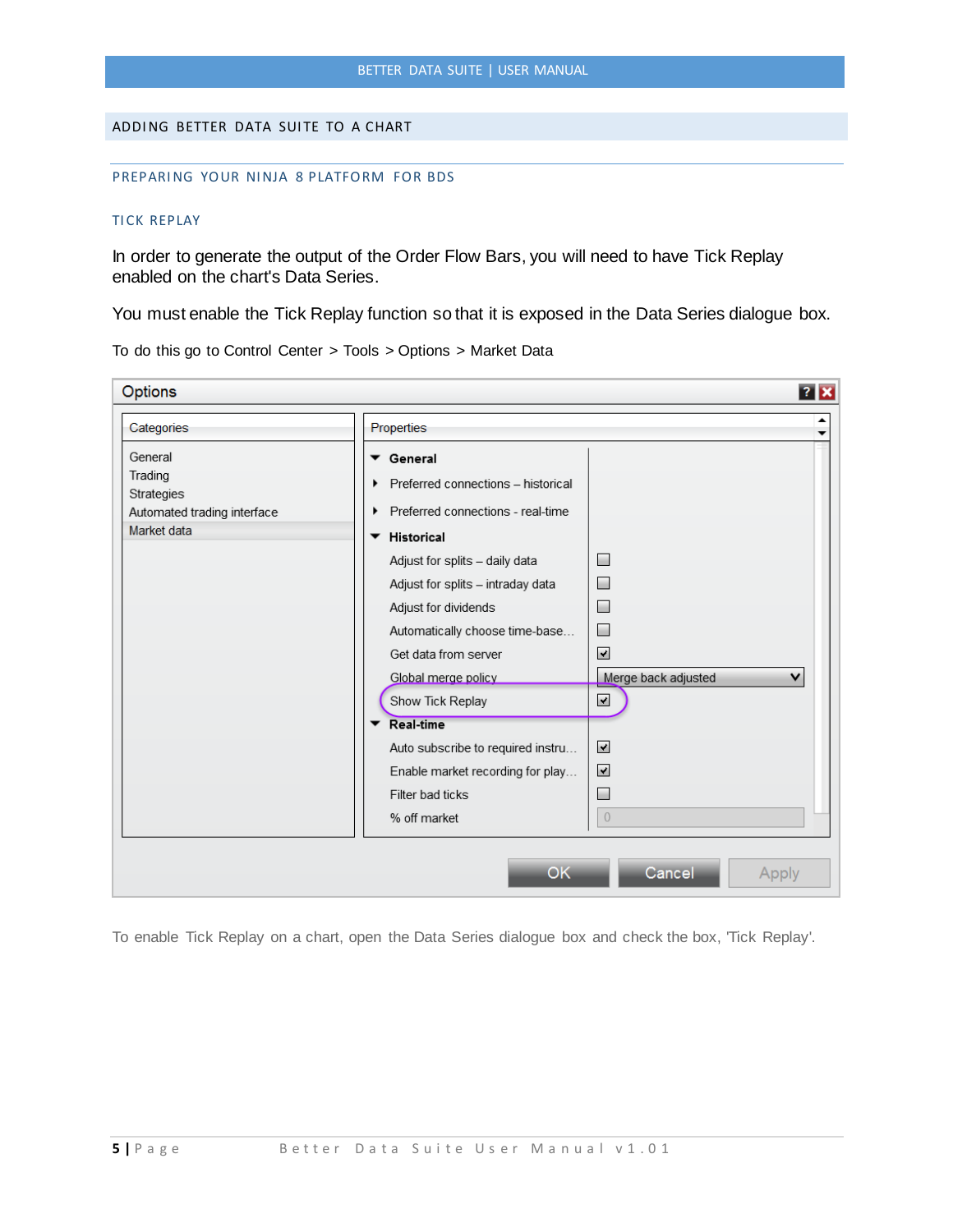## ADDING BETTER DATA SUITE TO A CHART

### PREPARING YOUR NINJA 8 PLATFORM FOR BDS

#### TICK REPLAY

In order to generate the output of the Order Flow Bars, you will need to have Tick Replay enabled on the chart's Data Series.

You must enable the Tick Replay function so that it is exposed in the Data Series dialogue box.

To do this go to Control Center > Tools > Options > Market Data

To enable Tick Replay on a chart, open the Data Series dialogue box and check the box, 'Tick Replay'.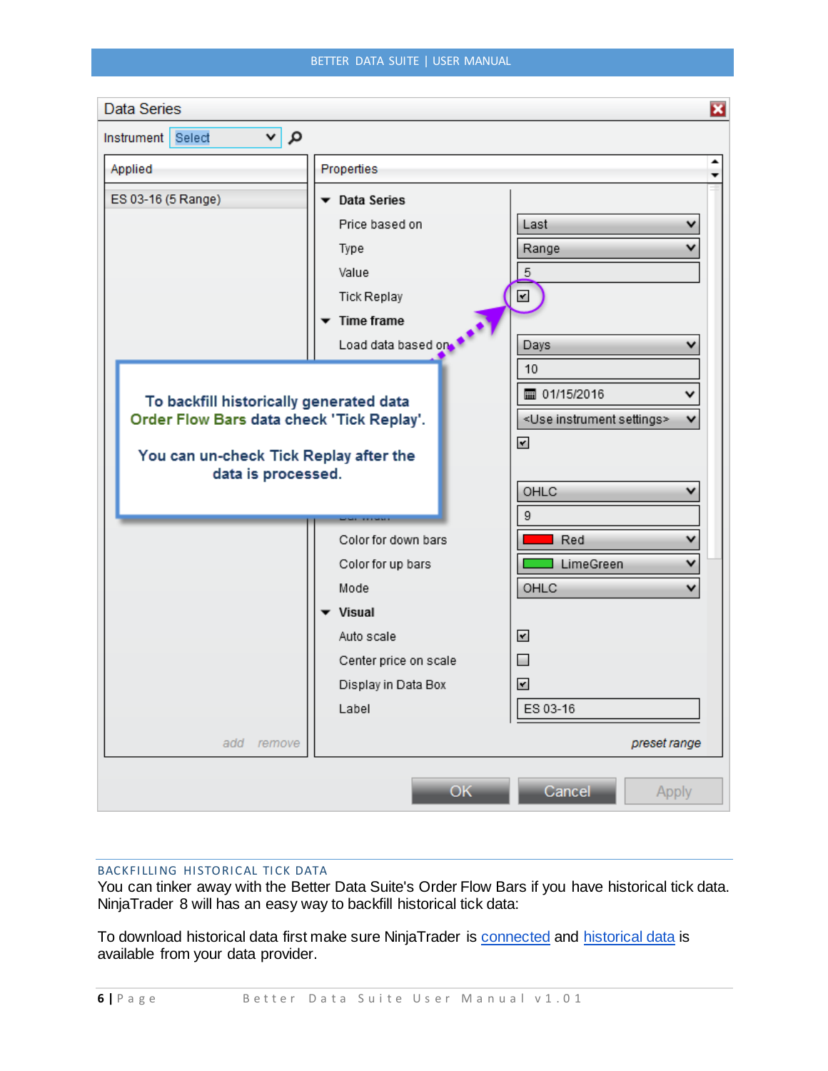## BACKFILLING HISTORICAL TICK DATA

You can tinker away with the Better Data Suite's Order Flow Bars if you have historical tick data. NinjaTrader 8 will has an easy way to backfill historical tick data:

To download historical data first make sure NinjaTrader is [connected] and [historical data] is available from your data provider.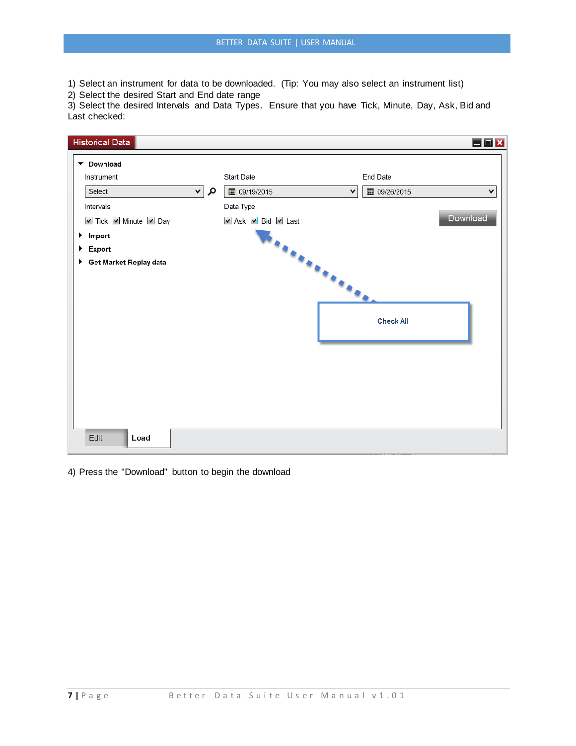1) Select an instrument for data to be downloaded. (Tip: You may also select an instrument list)
2) Select the desired Start and End date range
3) Select the desired Intervals and Data Types. Ensure that you have Tick, Minute, Day, Ask, Bid and Last checked:

4) Press the "Download" button to begin the download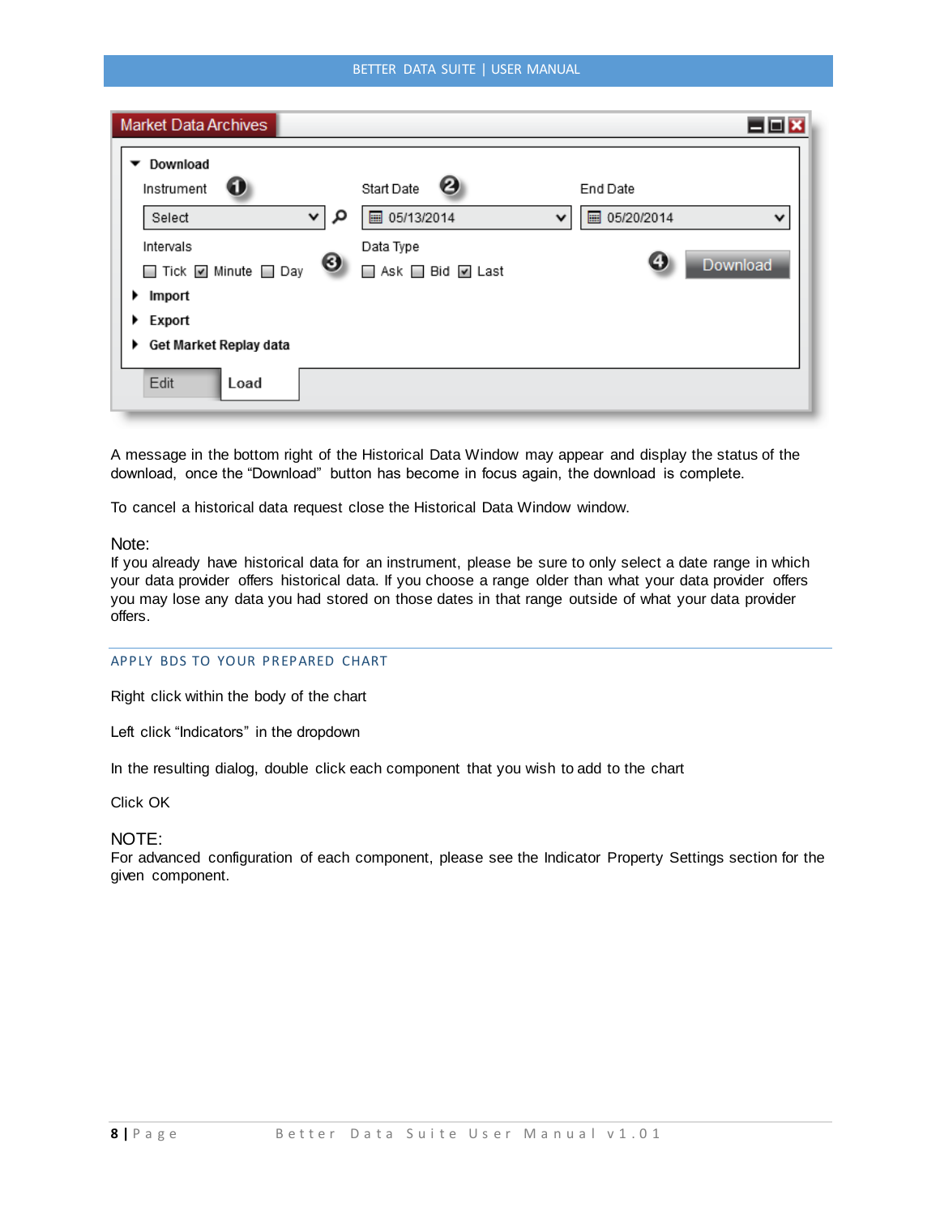A message in the bottom right of the Historical Data Window may appear and display the status of the download, once the “Download” button has become in focus again, the download is complete.

To cancel a historical data request close the Historical Data Window window.

Note:
If you already have historical data for an instrument, please be sure to only select a date range in which your data provider offers historical data. If you choose a range older than what your data provider offers you may lose any data you had stored on those dates in that range outside of what your data provider offers.

## APPLY BDS TO YOUR PREPARED CHART

Right click within the body of the chart

Left click “Indicators” in the dropdown

In the resulting dialog, double click each component that you wish to add to the chart

Click OK

NOTE:
For advanced configuration of each component, please see the Indicator Property Settings section for the given component.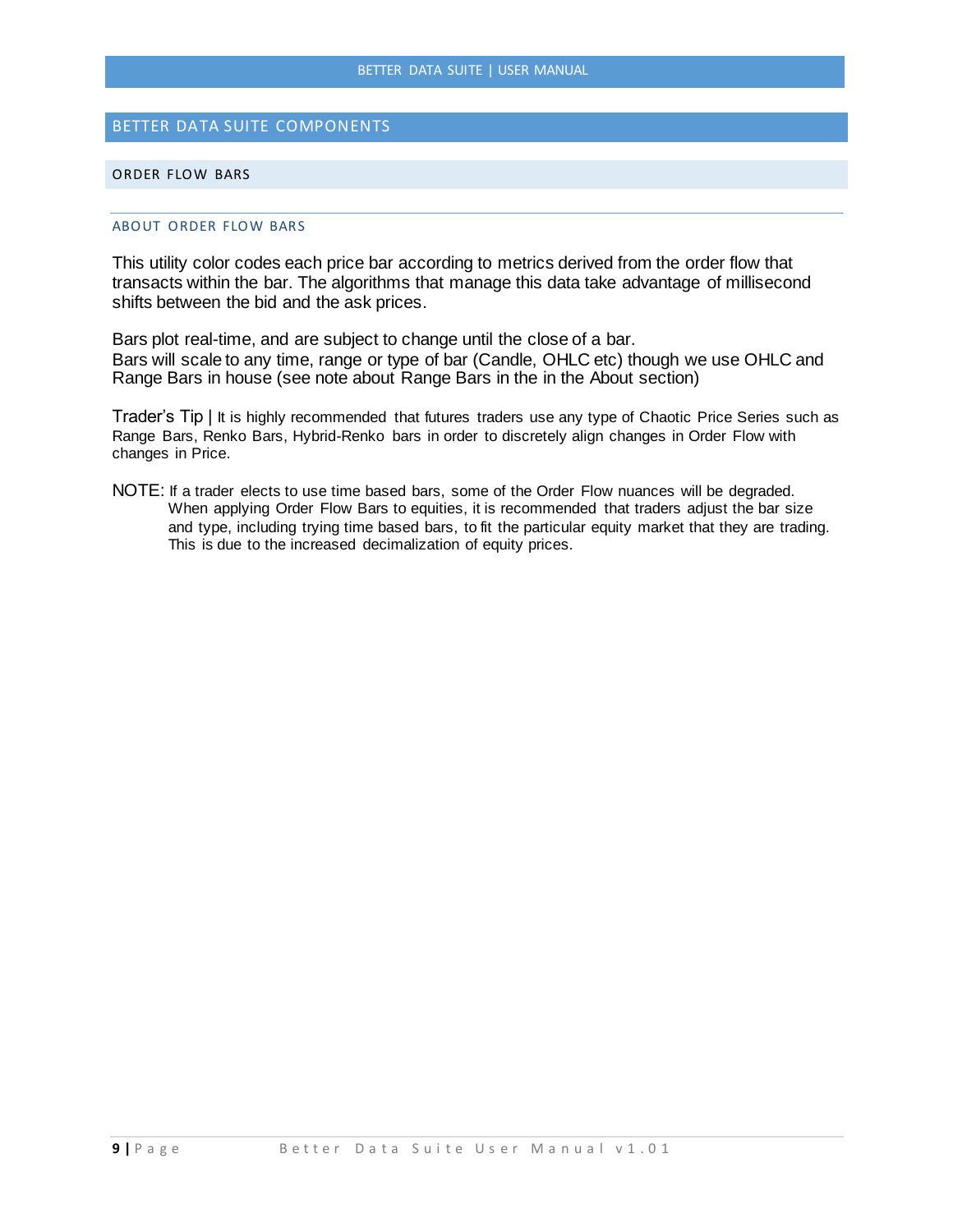# BETTER DATA SUITE COMPONENTS

## ORDER FLOW BARS

### ABOUT ORDER FLOW BARS

This utility color codes each price bar according to metrics derived from the order flow that transacts within the bar. The algorithms that manage this data take advantage of millisecond shifts between the bid and the ask prices.

Bars plot real-time, and are subject to change until the close of a bar.
Bars will scale to any time, range or type of bar (Candle, OHLC etc) though we use OHLC and Range Bars in house (see note about Range Bars in the in the About section)

Trader's Tip | It is highly recommended that futures traders use any type of Chaotic Price Series such as Range Bars, Renko Bars, Hybrid-Renko bars in order to discretely align changes in Order Flow with changes in Price.

NOTE: If a trader elects to use time based bars, some of the Order Flow nuances will be degraded. When applying Order Flow Bars to equities, it is recommended that traders adjust the bar size and type, including trying time based bars, to fit the particular equity market that they are trading. This is due to the increased decimalization of equity prices.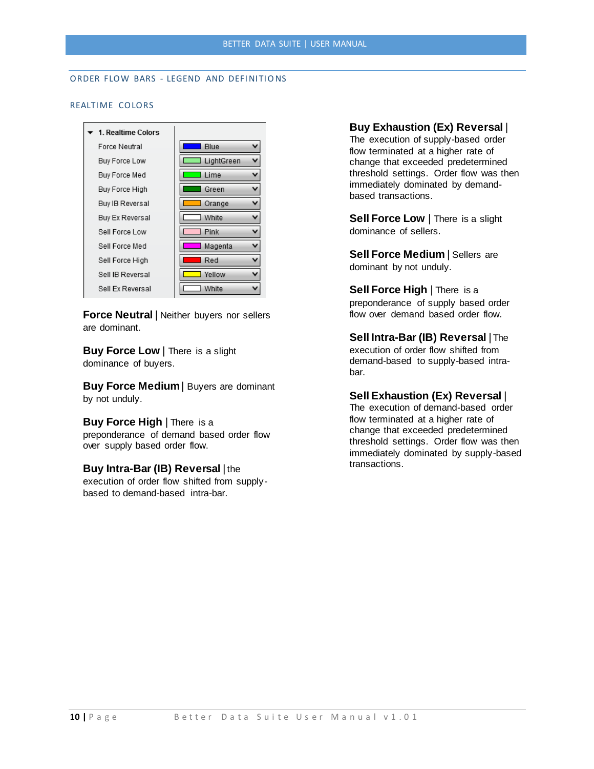## ORDER FLOW BARS - LEGEND AND DEFINITIONS

### REALTIME COLORS

| 1. Realtime Colors | |
|---|---|
| Force Neutral | Blue |
| Buy Force Low | LightGreen |
| Buy Force Med | Lime |
| Buy Force High | Green |
| Buy IB Reversal | Orange |
| Buy Ex Reversal | White |
| Sell Force Low | Pink |
| Sell Force Med | Magenta |
| Sell Force High | Red |
| Sell IB Reversal | Yellow |
| Sell Ex Reversal | White |

**Force Neutral** | Neither buyers nor sellers are dominant.

**Buy Force Low** | There is a slight dominance of buyers.

**Buy Force Medium** | Buyers are dominant by not unduly.

**Buy Force High** | There is a preponderance of demand based order flow over supply based order flow.

**Buy Intra-Bar (IB) Reversal** | the execution of order flow shifted from supply-based to demand-based intra-bar.

**Buy Exhaustion (Ex) Reversal** | The execution of supply-based order flow terminated at a higher rate of change that exceeded predetermined threshold settings. Order flow was then immediately dominated by demand-based transactions.

**Sell Force Low** | There is a slight dominance of sellers.

**Sell Force Medium** | Sellers are dominant by not unduly.

**Sell Force High** | There is a preponderance of supply based order flow over demand based order flow.

**Sell Intra-Bar (IB) Reversal** | The execution of order flow shifted from demand-based to supply-based intra-bar.

**Sell Exhaustion (Ex) Reversal** | The execution of demand-based order flow terminated at a higher rate of change that exceeded predetermined threshold settings. Order flow was then immediately dominated by supply-based transactions.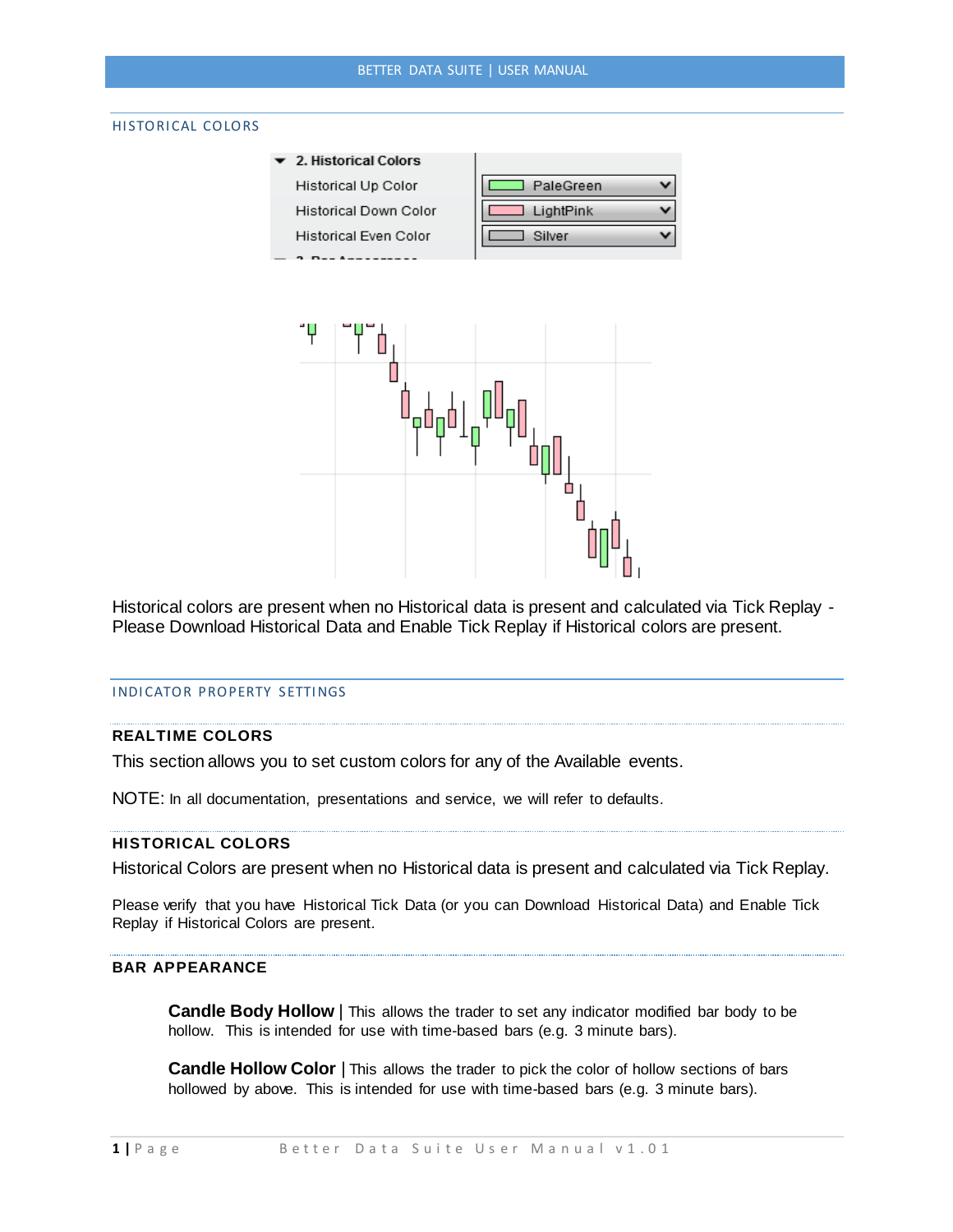## HISTORICAL COLORS

Historical colors are present when no Historical data is present and calculated via Tick Replay - Please Download Historical Data and Enable Tick Replay if Historical colors are present.

## INDICATOR PROPERTY SETTINGS

### REALTIME COLORS

This section allows you to set custom colors for any of the Available events.

NOTE: In all documentation, presentations and service, we will refer to defaults.

### HISTORICAL COLORS

Historical Colors are present when no Historical data is present and calculated via Tick Replay.

Please verify that you have Historical Tick Data (or you can Download Historical Data) and Enable Tick Replay if Historical Colors are present.

### BAR APPEARANCE

**Candle Body Hollow** | This allows the trader to set any indicator modified bar body to be hollow. This is intended for use with time-based bars (e.g. 3 minute bars).

**Candle Hollow Color** | This allows the trader to pick the color of hollow sections of bars hollowed by above. This is intended for use with time-based bars (e.g. 3 minute bars).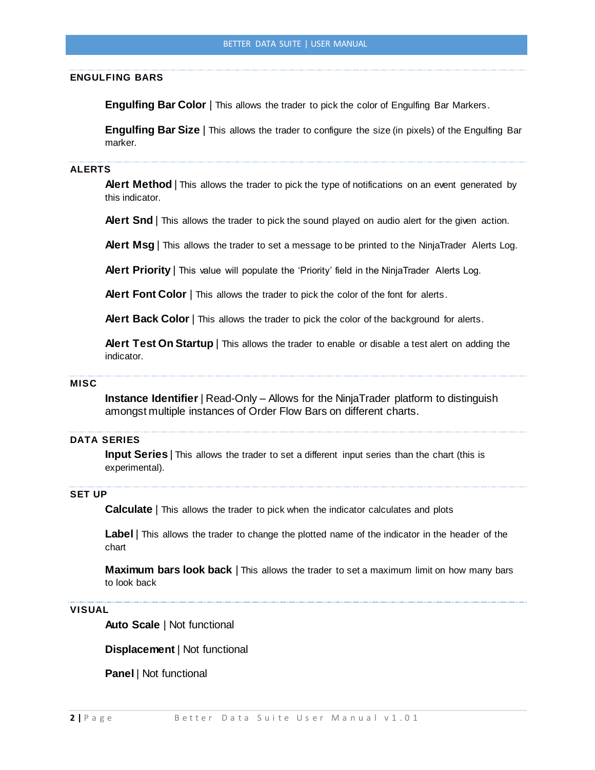## ENGULFING BARS

**Engulfing Bar Color** | This allows the trader to pick the color of Engulfing Bar Markers.

**Engulfing Bar Size** | This allows the trader to configure the size (in pixels) of the Engulfing Bar marker.

## ALERTS

**Alert Method** | This allows the trader to pick the type of notifications on an event generated by this indicator.

**Alert Snd** | This allows the trader to pick the sound played on audio alert for the given action.

**Alert Msg** | This allows the trader to set a message to be printed to the NinjaTrader Alerts Log.

**Alert Priority** | This value will populate the 'Priority' field in the NinjaTrader Alerts Log.

**Alert Font Color** | This allows the trader to pick the color of the font for alerts.

**Alert Back Color** | This allows the trader to pick the color of the background for alerts.

**Alert Test On Startup** | This allows the trader to enable or disable a test alert on adding the indicator.

## MISC

**Instance Identifier** | Read-Only – Allows for the NinjaTrader platform to distinguish amongst multiple instances of Order Flow Bars on different charts.

## DATA SERIES

**Input Series** | This allows the trader to set a different input series than the chart (this is experimental).

## SET UP

**Calculate** | This allows the trader to pick when the indicator calculates and plots

**Label** | This allows the trader to change the plotted name of the indicator in the header of the chart

**Maximum bars look back** | This allows the trader to set a maximum limit on how many bars to look back

## VISUAL

**Auto Scale** | Not functional

**Displacement** | Not functional

**Panel** | Not functional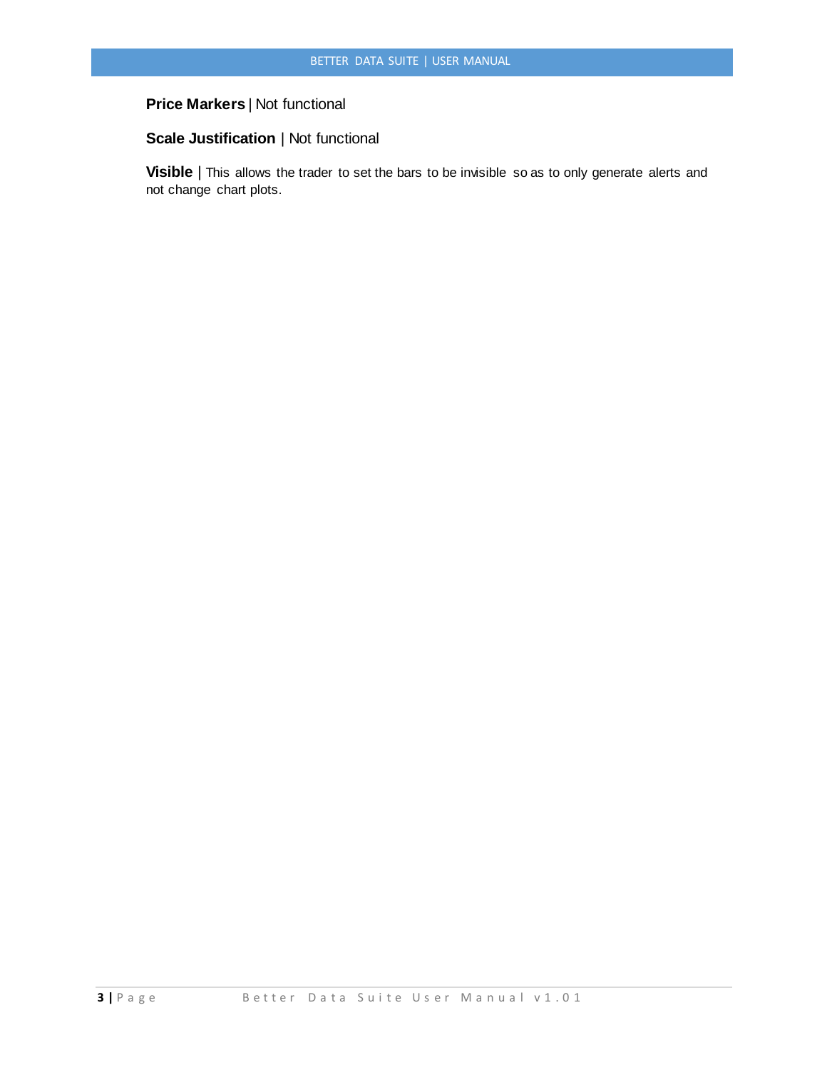**Price Markers** | Not functional

**Scale Justification** | Not functional

**Visible** | This allows the trader to set the bars to be invisible so as to only generate alerts and not change chart plots.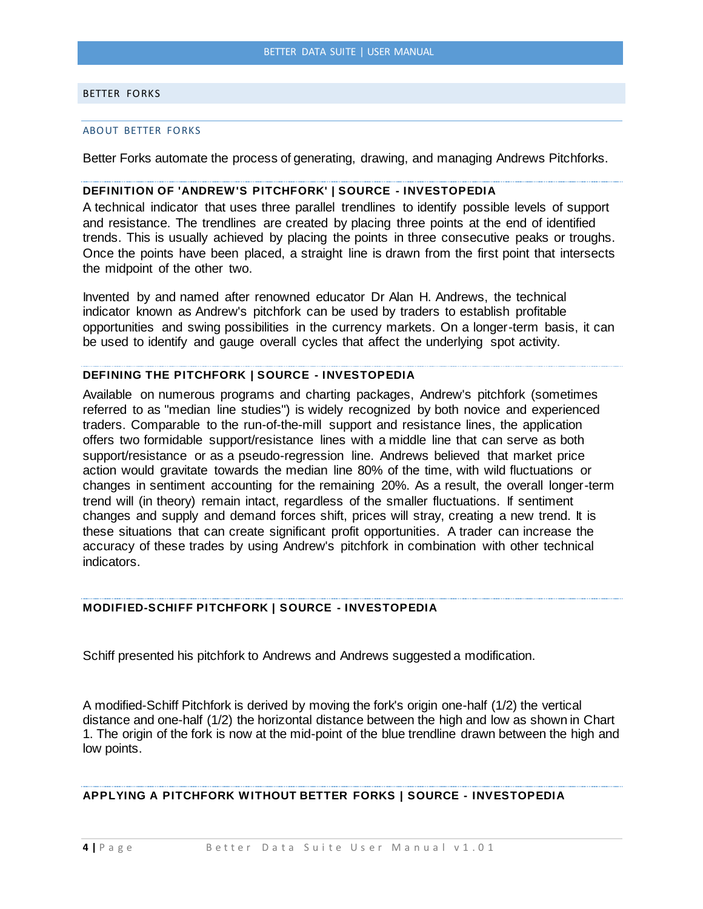## BETTER FORKS

### ABOUT BETTER FORKS

Better Forks automate the process of generating, drawing, and managing Andrews Pitchforks.

#### DEFINITION OF 'ANDREW'S PITCHFORK' | SOURCE - INVESTOPEDIA

A technical indicator that uses three parallel trendlines to identify possible levels of support and resistance. The trendlines are created by placing three points at the end of identified trends. This is usually achieved by placing the points in three consecutive peaks or troughs. Once the points have been placed, a straight line is drawn from the first point that intersects the midpoint of the other two.

Invented by and named after renowned educator Dr Alan H. Andrews, the technical indicator known as Andrew's pitchfork can be used by traders to establish profitable opportunities and swing possibilities in the currency markets. On a longer-term basis, it can be used to identify and gauge overall cycles that affect the underlying spot activity.

#### DEFINING THE PITCHFORK | SOURCE - INVESTOPEDIA

Available on numerous programs and charting packages, Andrew's pitchfork (sometimes referred to as "median line studies") is widely recognized by both novice and experienced traders. Comparable to the run-of-the-mill support and resistance lines, the application offers two formidable support/resistance lines with a middle line that can serve as both support/resistance or as a pseudo-regression line. Andrews believed that market price action would gravitate towards the median line 80% of the time, with wild fluctuations or changes in sentiment accounting for the remaining 20%. As a result, the overall longer-term trend will (in theory) remain intact, regardless of the smaller fluctuations. If sentiment changes and supply and demand forces shift, prices will stray, creating a new trend. It is these situations that can create significant profit opportunities. A trader can increase the accuracy of these trades by using Andrew's pitchfork in combination with other technical indicators.

#### MODIFIED-SCHIFF PITCHFORK | SOURCE - INVESTOPEDIA

Schiff presented his pitchfork to Andrews and Andrews suggested a modification.

A modified-Schiff Pitchfork is derived by moving the fork's origin one-half (1/2) the vertical distance and one-half (1/2) the horizontal distance between the high and low as shown in Chart 1. The origin of the fork is now at the mid-point of the blue trendline drawn between the high and low points.

#### APPLYING A PITCHFORK WITHOUT BETTER FORKS | SOURCE - INVESTOPEDIA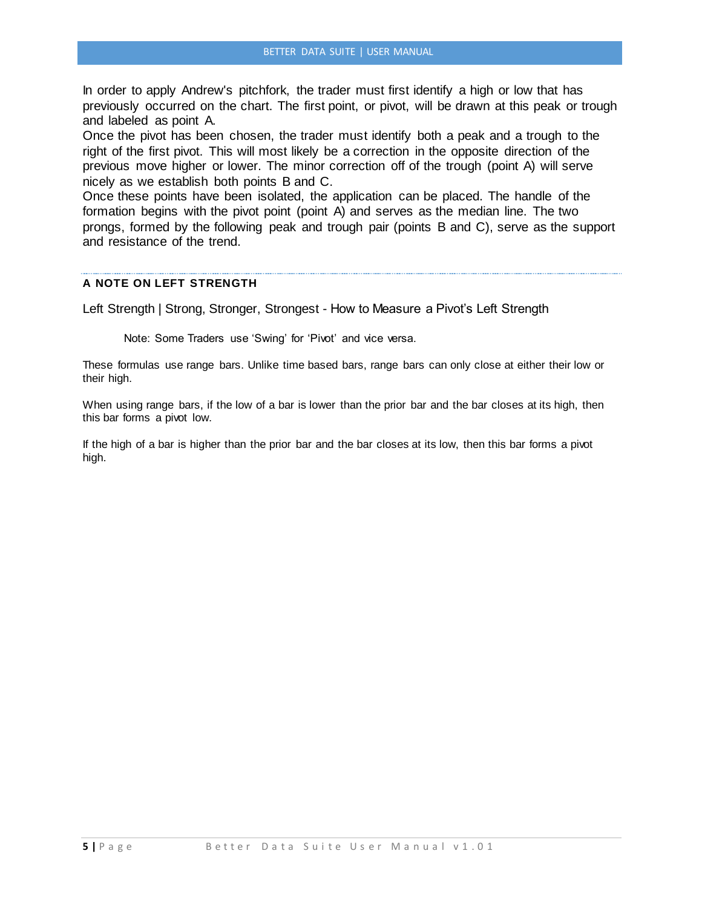In order to apply Andrew's pitchfork, the trader must first identify a high or low that has previously occurred on the chart. The first point, or pivot, will be drawn at this peak or trough and labeled as point A.

Once the pivot has been chosen, the trader must identify both a peak and a trough to the right of the first pivot. This will most likely be a correction in the opposite direction of the previous move higher or lower. The minor correction off of the trough (point A) will serve nicely as we establish both points B and C.

Once these points have been isolated, the application can be placed. The handle of the formation begins with the pivot point (point A) and serves as the median line. The two prongs, formed by the following peak and trough pair (points B and C), serve as the support and resistance of the trend.

---

### A NOTE ON LEFT STRENGTH

Left Strength | Strong, Stronger, Strongest - How to Measure a Pivot's Left Strength

> Note: Some Traders use 'Swing' for 'Pivot' and vice versa.

These formulas use range bars. Unlike time based bars, range bars can only close at either their low or their high.

When using range bars, if the low of a bar is lower than the prior bar and the bar closes at its high, then this bar forms a pivot low.

If the high of a bar is higher than the prior bar and the bar closes at its low, then this bar forms a pivot high.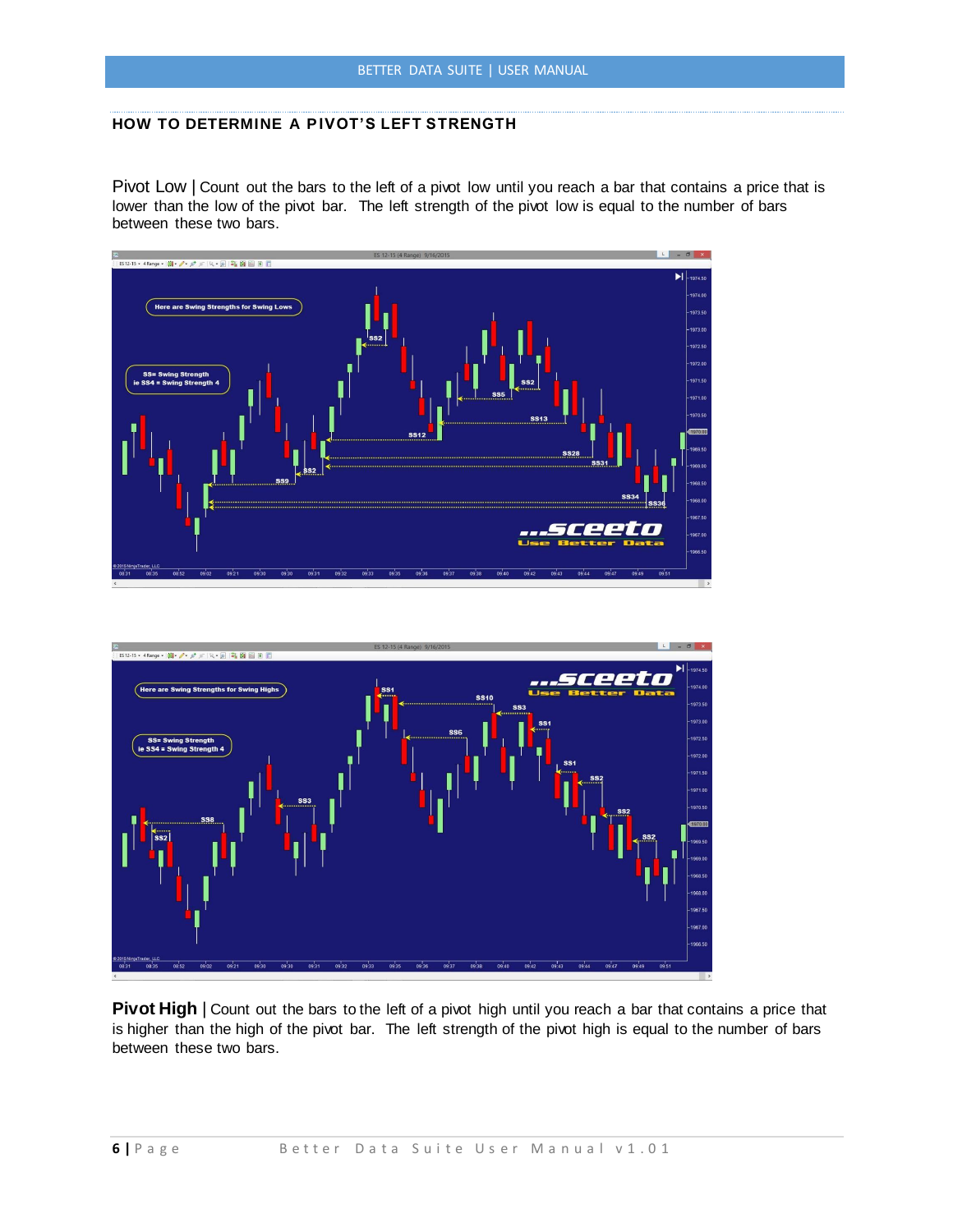## HOW TO DETERMINE A PIVOT'S LEFT STRENGTH

Pivot Low | Count out the bars to the left of a pivot low until you reach a bar that contains a price that is lower than the low of the pivot bar. The left strength of the pivot low is equal to the number of bars between these two bars.

**Pivot High** | Count out the bars to the left of a pivot high until you reach a bar that contains a price that is higher than the high of the pivot bar. The left strength of the pivot high is equal to the number of bars between these two bars.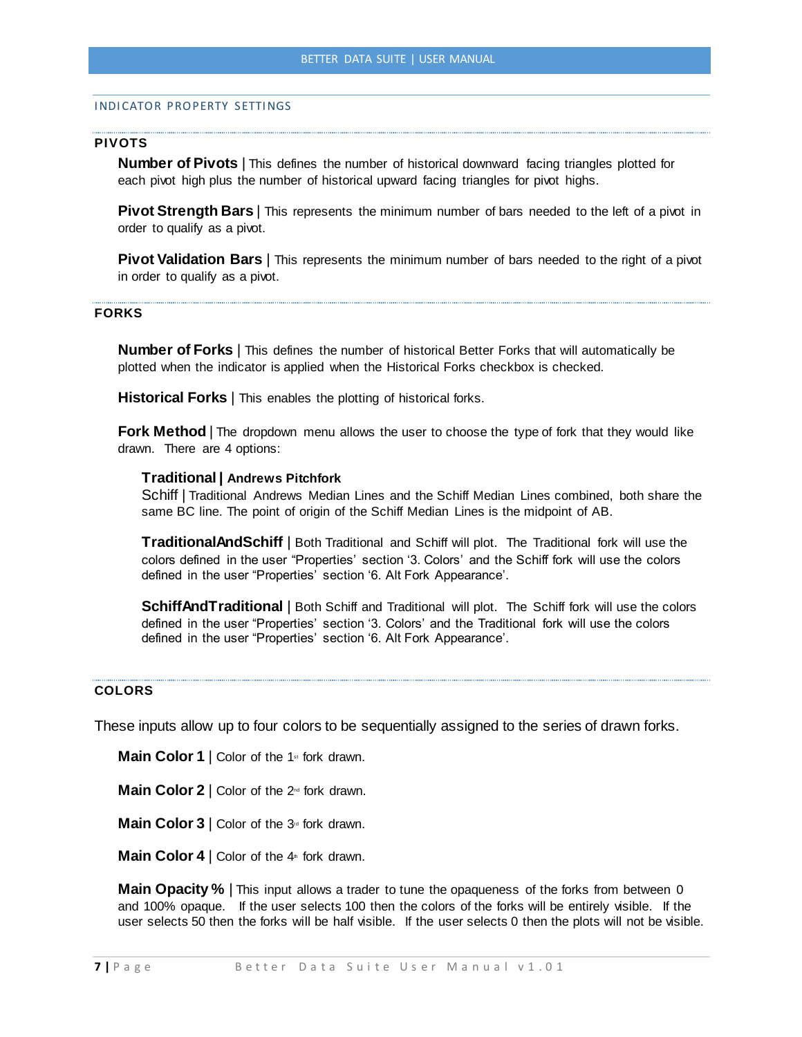## INDICATOR PROPERTY SETTINGS

### PIVOTS

**Number of Pivots** | This defines the number of historical downward facing triangles plotted for each pivot high plus the number of historical upward facing triangles for pivot highs.

**Pivot Strength Bars** | This represents the minimum number of bars needed to the left of a pivot in order to qualify as a pivot.

**Pivot Validation Bars** | This represents the minimum number of bars needed to the right of a pivot in order to qualify as a pivot.

### FORKS

**Number of Forks** | This defines the number of historical Better Forks that will automatically be plotted when the indicator is applied when the Historical Forks checkbox is checked.

**Historical Forks** | This enables the plotting of historical forks.

**Fork Method** | The dropdown menu allows the user to choose the type of fork that they would like drawn. There are 4 options:

**Traditional | Andrews Pitchfork**
Schiff | Traditional Andrews Median Lines and the Schiff Median Lines combined, both share the same BC line. The point of origin of the Schiff Median Lines is the midpoint of AB.

**TraditionalAndSchiff** | Both Traditional and Schiff will plot. The Traditional fork will use the colors defined in the user "Properties' section '3. Colors' and the Schiff fork will use the colors defined in the user "Properties' section '6. Alt Fork Appearance'.

**SchiffAndTraditional** | Both Schiff and Traditional will plot. The Schiff fork will use the colors defined in the user "Properties' section '3. Colors' and the Traditional fork will use the colors defined in the user "Properties' section '6. Alt Fork Appearance'.

### COLORS

These inputs allow up to four colors to be sequentially assigned to the series of drawn forks.

**Main Color 1** | Color of the 1st fork drawn.

**Main Color 2** | Color of the 2nd fork drawn.

**Main Color 3** | Color of the 3rd fork drawn.

**Main Color 4** | Color of the 4th fork drawn.

**Main Opacity %** | This input allows a trader to tune the opaqueness of the forks from between 0 and 100% opaque. If the user selects 100 then the colors of the forks will be entirely visible. If the user selects 50 then the forks will be half visible. If the user selects 0 then the plots will not be visible.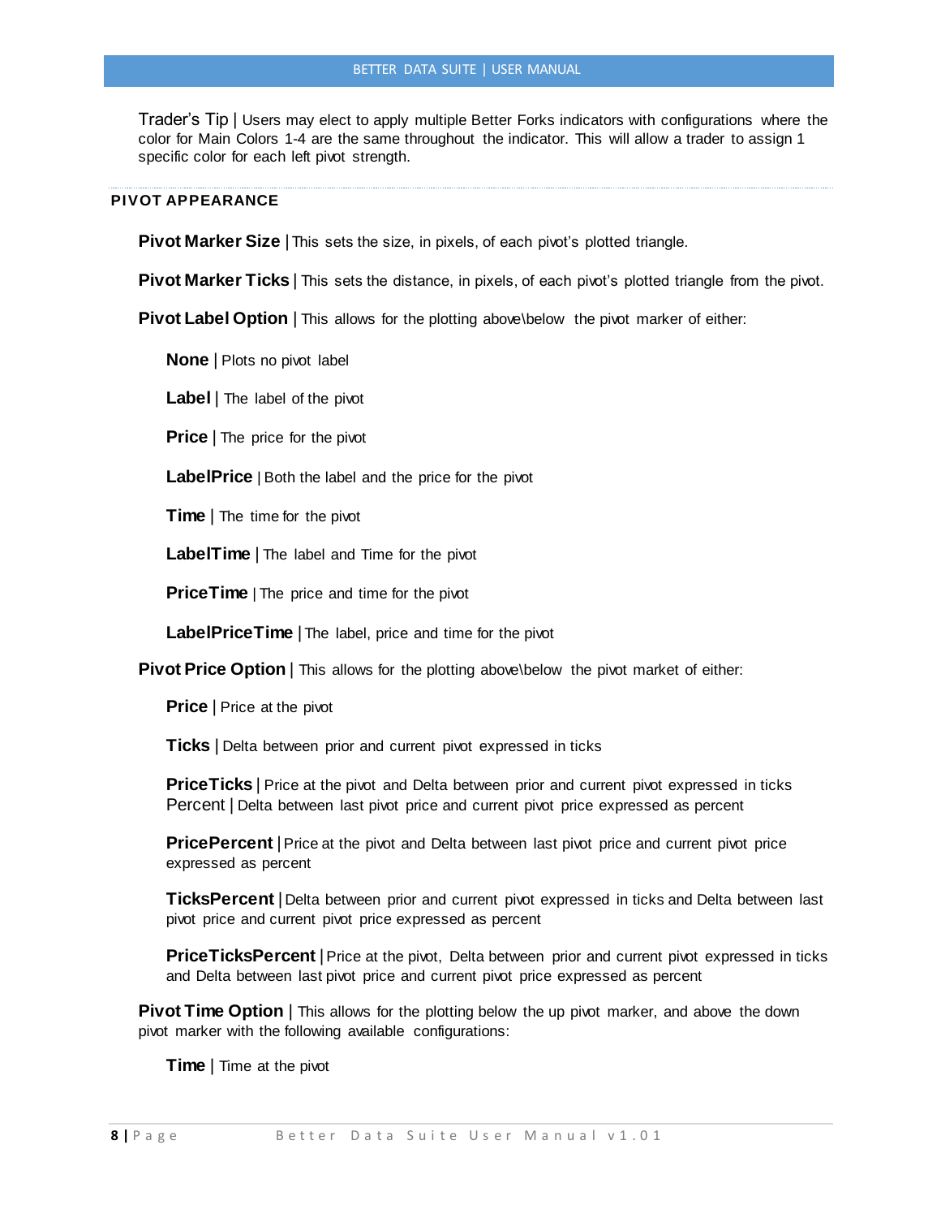Trader's Tip | Users may elect to apply multiple Better Forks indicators with configurations where the color for Main Colors 1-4 are the same throughout the indicator. This will allow a trader to assign 1 specific color for each left pivot strength.

## PIVOT APPEARANCE

**Pivot Marker Size** | This sets the size, in pixels, of each pivot's plotted triangle.

**Pivot Marker Ticks** | This sets the distance, in pixels, of each pivot's plotted triangle from the pivot.

**Pivot Label Option** | This allows for the plotting above\below the pivot marker of either:

- **None** | Plots no pivot label
- **Label** | The label of the pivot
- **Price** | The price for the pivot
- **LabelPrice** | Both the label and the price for the pivot
- **Time** | The time for the pivot
- **LabelTime** | The label and Time for the pivot
- **PriceTime** | The price and time for the pivot
- **LabelPriceTime** | The label, price and time for the pivot

**Pivot Price Option** | This allows for the plotting above\below the pivot market of either:

- **Price** | Price at the pivot
- **Ticks** | Delta between prior and current pivot expressed in ticks
- **PriceTicks** | Price at the pivot and Delta between prior and current pivot expressed in ticks
- Percent | Delta between last pivot price and current pivot price expressed as percent
- **PricePercent** | Price at the pivot and Delta between last pivot price and current pivot price expressed as percent
- **TicksPercent** | Delta between prior and current pivot expressed in ticks and Delta between last pivot price and current pivot price expressed as percent
- **PriceTicksPercent** | Price at the pivot, Delta between prior and current pivot expressed in ticks and Delta between last pivot price and current pivot price expressed as percent

**Pivot Time Option** | This allows for the plotting below the up pivot marker, and above the down pivot marker with the following available configurations:

- **Time** | Time at the pivot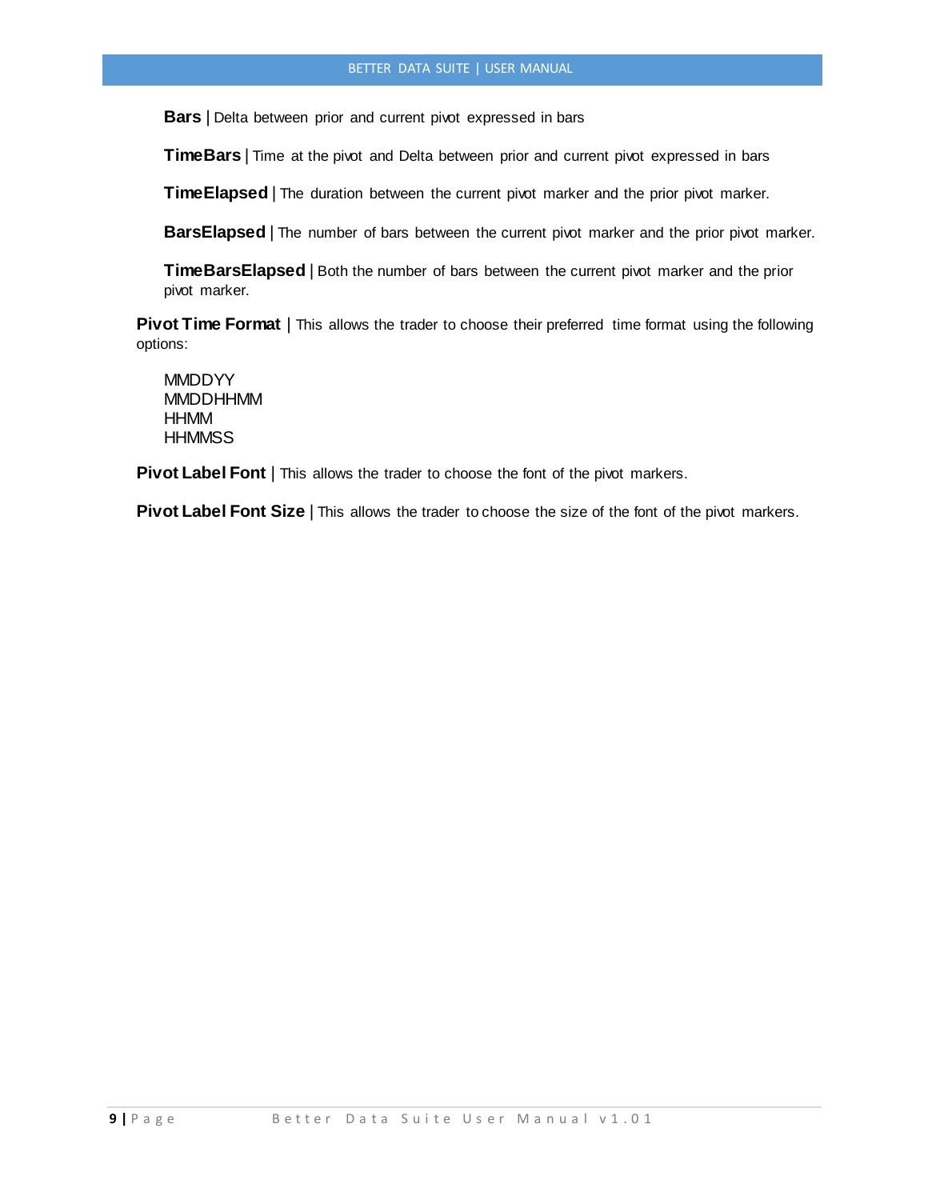**Bars** | Delta between prior and current pivot expressed in bars

**TimeBars** | Time at the pivot and Delta between prior and current pivot expressed in bars

**TimeElapsed** | The duration between the current pivot marker and the prior pivot marker.

**BarsElapsed** | The number of bars between the current pivot marker and the prior pivot marker.

**TimeBarsElapsed** | Both the number of bars between the current pivot marker and the prior pivot marker.

**Pivot Time Format** | This allows the trader to choose their preferred time format using the following options:

MMDDYY
MMDDHHMM
HHMM
HHMMSS

**Pivot Label Font** | This allows the trader to choose the font of the pivot markers.

**Pivot Label Font Size** | This allows the trader to choose the size of the font of the pivot markers.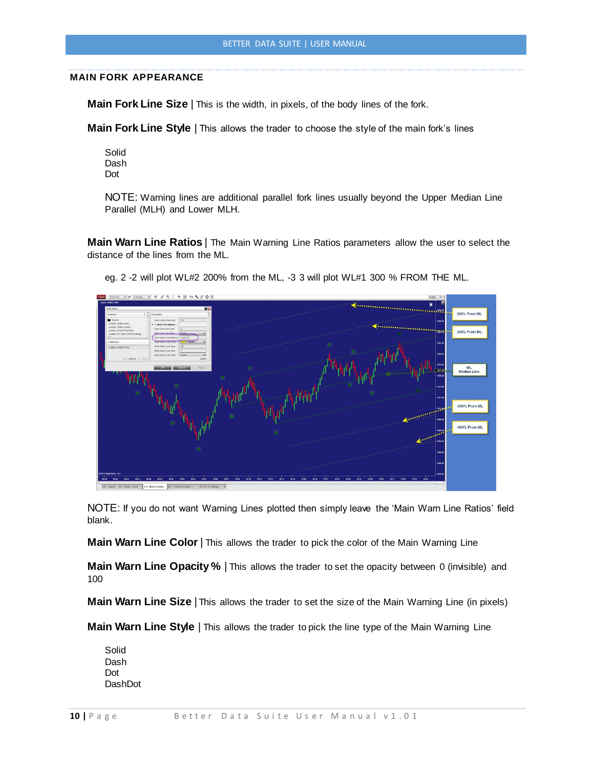## MAIN FORK APPEARANCE

**Main Fork Line Size** | This is the width, in pixels, of the body lines of the fork.

**Main Fork Line Style** | This allows the trader to choose the style of the main fork's lines

Solid
Dash
Dot

NOTE: Warning lines are additional parallel fork lines usually beyond the Upper Median Line Parallel (MLH) and Lower MLH.

**Main Warn Line Ratios** | The Main Warning Line Ratios parameters allow the user to select the distance of the lines from the ML.

eg. 2 -2 will plot WL#2 200% from the ML, -3 3 will plot WL#1 300 % FROM THE ML.

NOTE: If you do not want Warning Lines plotted then simply leave the 'Main Warn Line Ratios' field blank.

**Main Warn Line Color** | This allows the trader to pick the color of the Main Warning Line

**Main Warn Line Opacity %** | This allows the trader to set the opacity between 0 (invisible) and 100

**Main Warn Line Size** | This allows the trader to set the size of the Main Warning Line (in pixels)

**Main Warn Line Style** | This allows the trader to pick the line type of the Main Warning Line

Solid
Dash
Dot
DashDot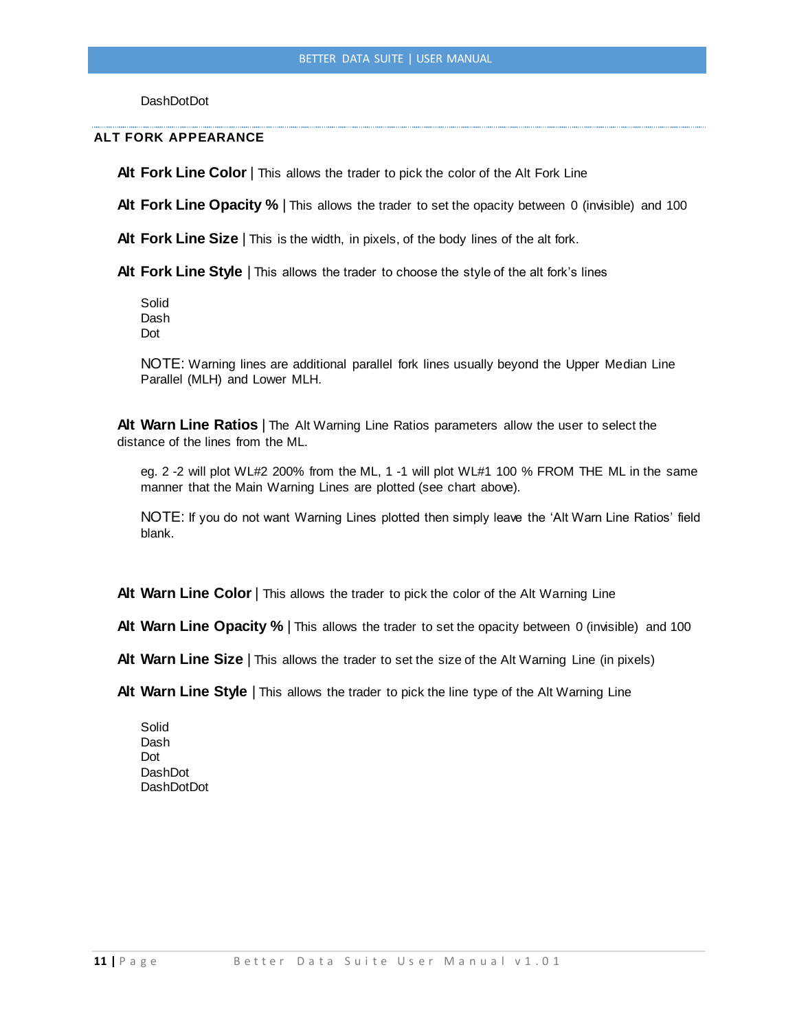DashDotDot

### ALT FORK APPEARANCE

**Alt Fork Line Color** | This allows the trader to pick the color of the Alt Fork Line

**Alt Fork Line Opacity %** | This allows the trader to set the opacity between 0 (invisible) and 100

**Alt Fork Line Size** | This is the width, in pixels, of the body lines of the alt fork.

**Alt Fork Line Style** | This allows the trader to choose the style of the alt fork's lines

Solid
Dash
Dot

NOTE: Warning lines are additional parallel fork lines usually beyond the Upper Median Line Parallel (MLH) and Lower MLH.

**Alt Warn Line Ratios** | The Alt Warning Line Ratios parameters allow the user to select the distance of the lines from the ML.

eg. 2 -2 will plot WL#2 200% from the ML, 1 -1 will plot WL#1 100 % FROM THE ML in the same manner that the Main Warning Lines are plotted (see chart above).

NOTE: If you do not want Warning Lines plotted then simply leave the 'Alt Warn Line Ratios' field blank.

**Alt Warn Line Color** | This allows the trader to pick the color of the Alt Warning Line

**Alt Warn Line Opacity %** | This allows the trader to set the opacity between 0 (invisible) and 100

**Alt Warn Line Size** | This allows the trader to set the size of the Alt Warning Line (in pixels)

**Alt Warn Line Style** | This allows the trader to pick the line type of the Alt Warning Line

Solid
Dash
Dot
DashDot
DashDotDot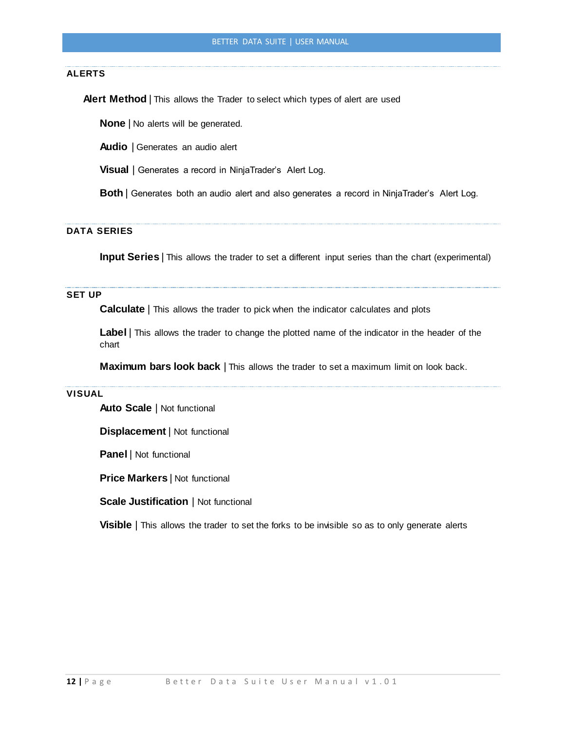## ALERTS

**Alert Method** | This allows the Trader to select which types of alert are used

**None** | No alerts will be generated.

**Audio** | Generates an audio alert

**Visual** | Generates a record in NinjaTrader's Alert Log.

**Both** | Generates both an audio alert and also generates a record in NinjaTrader's Alert Log.

## DATA SERIES

**Input Series** | This allows the trader to set a different input series than the chart (experimental)

## SET UP

**Calculate** | This allows the trader to pick when the indicator calculates and plots

**Label** | This allows the trader to change the plotted name of the indicator in the header of the chart

**Maximum bars look back** | This allows the trader to set a maximum limit on look back.

## VISUAL

**Auto Scale** | Not functional

**Displacement** | Not functional

**Panel** | Not functional

**Price Markers** | Not functional

**Scale Justification** | Not functional

**Visible** | This allows the trader to set the forks to be invisible so as to only generate alerts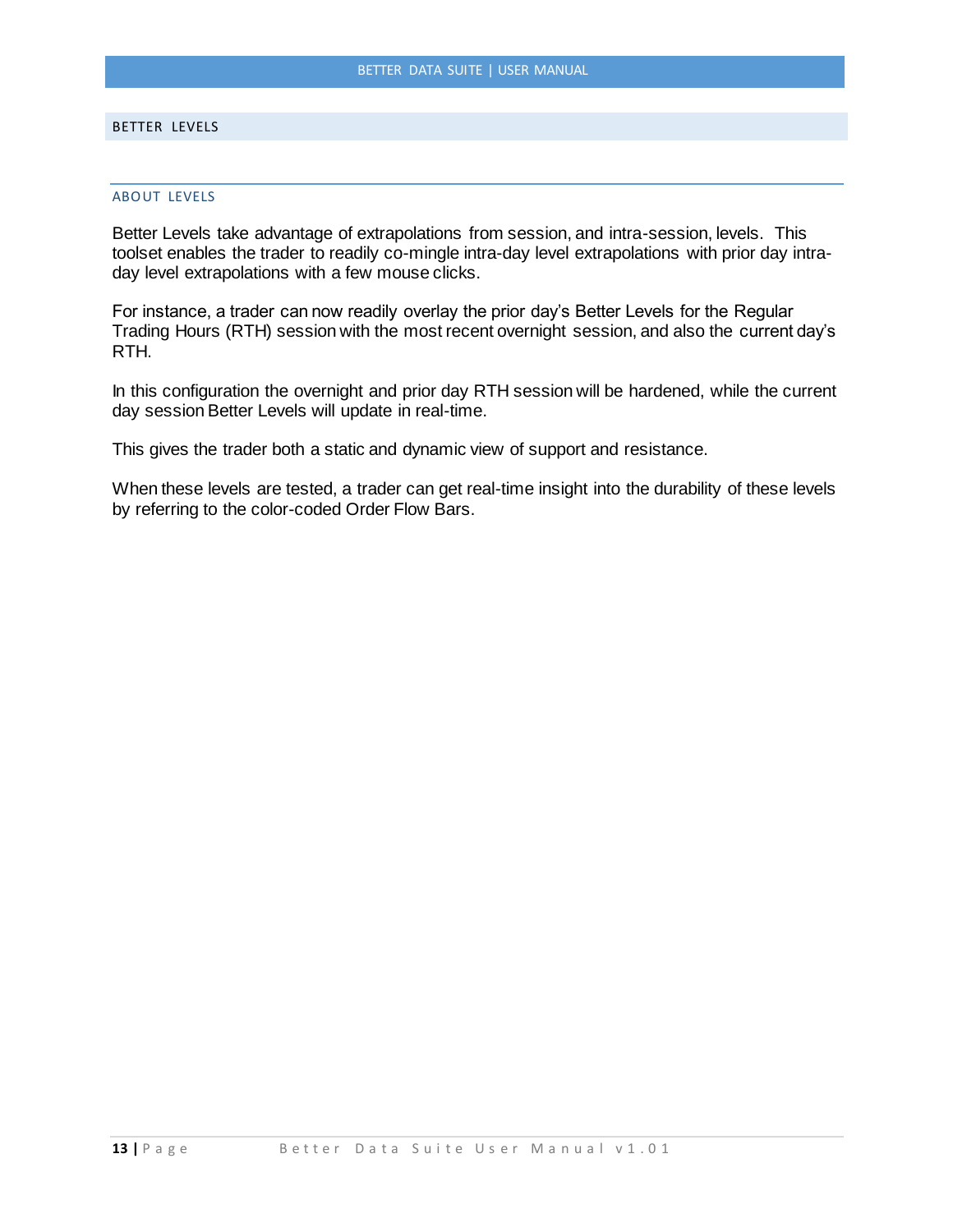## BETTER LEVELS

### ABOUT LEVELS

Better Levels take advantage of extrapolations from session, and intra-session, levels. This toolset enables the trader to readily co-mingle intra-day level extrapolations with prior day intra-day level extrapolations with a few mouse clicks.

For instance, a trader can now readily overlay the prior day's Better Levels for the Regular Trading Hours (RTH) session with the most recent overnight session, and also the current day's RTH.

In this configuration the overnight and prior day RTH session will be hardened, while the current day session Better Levels will update in real-time.

This gives the trader both a static and dynamic view of support and resistance.

When these levels are tested, a trader can get real-time insight into the durability of these levels by referring to the color-coded Order Flow Bars.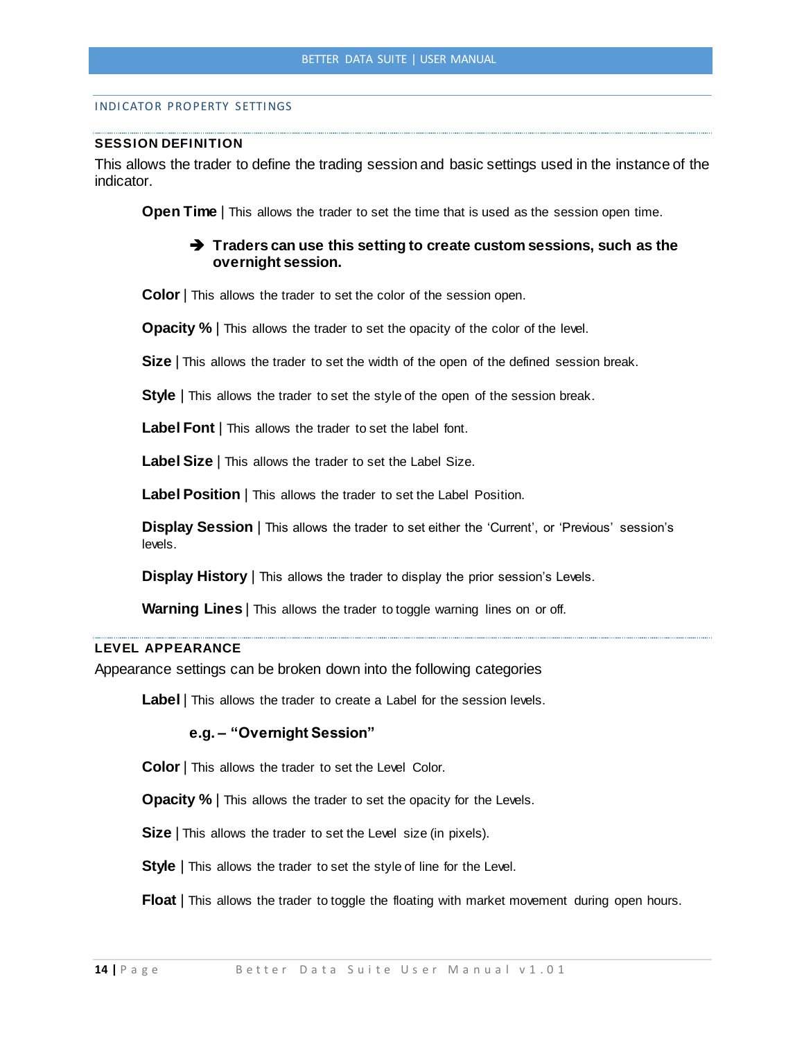## INDICATOR PROPERTY SETTINGS

### SESSION DEFINITION

This allows the trader to define the trading session and basic settings used in the instance of the indicator.

**Open Time** | This allows the trader to set the time that is used as the session open time.

> ➔ **Traders can use this setting to create custom sessions, such as the overnight session.**

**Color** | This allows the trader to set the color of the session open.

**Opacity %** | This allows the trader to set the opacity of the color of the level.

**Size** | This allows the trader to set the width of the open of the defined session break.

**Style** | This allows the trader to set the style of the open of the session break.

**Label Font** | This allows the trader to set the label font.

**Label Size** | This allows the trader to set the Label Size.

**Label Position** | This allows the trader to set the Label Position.

**Display Session** | This allows the trader to set either the 'Current', or 'Previous' session's levels.

**Display History** | This allows the trader to display the prior session's Levels.

**Warning Lines** | This allows the trader to toggle warning lines on or off.

### LEVEL APPEARANCE

Appearance settings can be broken down into the following categories

**Label** | This allows the trader to create a Label for the session levels.

> **e.g. – "Overnight Session"**

**Color** | This allows the trader to set the Level Color.

**Opacity %** | This allows the trader to set the opacity for the Levels.

**Size** | This allows the trader to set the Level size (in pixels).

**Style** | This allows the trader to set the style of line for the Level.

**Float** | This allows the trader to toggle the floating with market movement during open hours.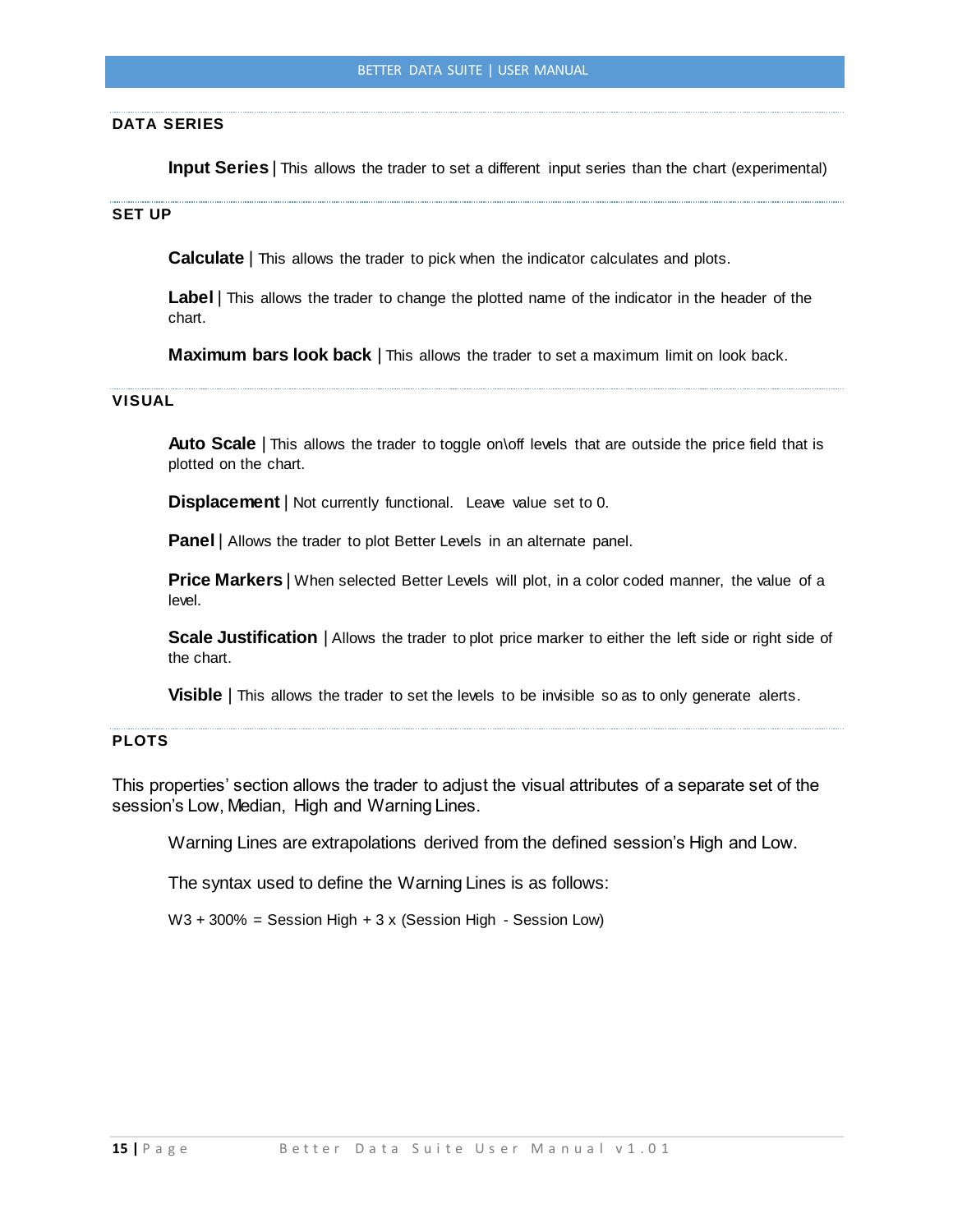## DATA SERIES

**Input Series** | This allows the trader to set a different input series than the chart (experimental)

## SET UP

**Calculate** | This allows the trader to pick when the indicator calculates and plots.

**Label** | This allows the trader to change the plotted name of the indicator in the header of the chart.

**Maximum bars look back** | This allows the trader to set a maximum limit on look back.

## VISUAL

**Auto Scale** | This allows the trader to toggle on\off levels that are outside the price field that is plotted on the chart.

**Displacement** | Not currently functional. Leave value set to 0.

**Panel** | Allows the trader to plot Better Levels in an alternate panel.

**Price Markers** | When selected Better Levels will plot, in a color coded manner, the value of a level.

**Scale Justification** | Allows the trader to plot price marker to either the left side or right side of the chart.

**Visible** | This allows the trader to set the levels to be invisible so as to only generate alerts.

## PLOTS

This properties' section allows the trader to adjust the visual attributes of a separate set of the session's Low, Median, High and Warning Lines.

Warning Lines are extrapolations derived from the defined session's High and Low.

The syntax used to define the Warning Lines is as follows:

W3 + 300% = Session High + 3 x (Session High - Session Low)